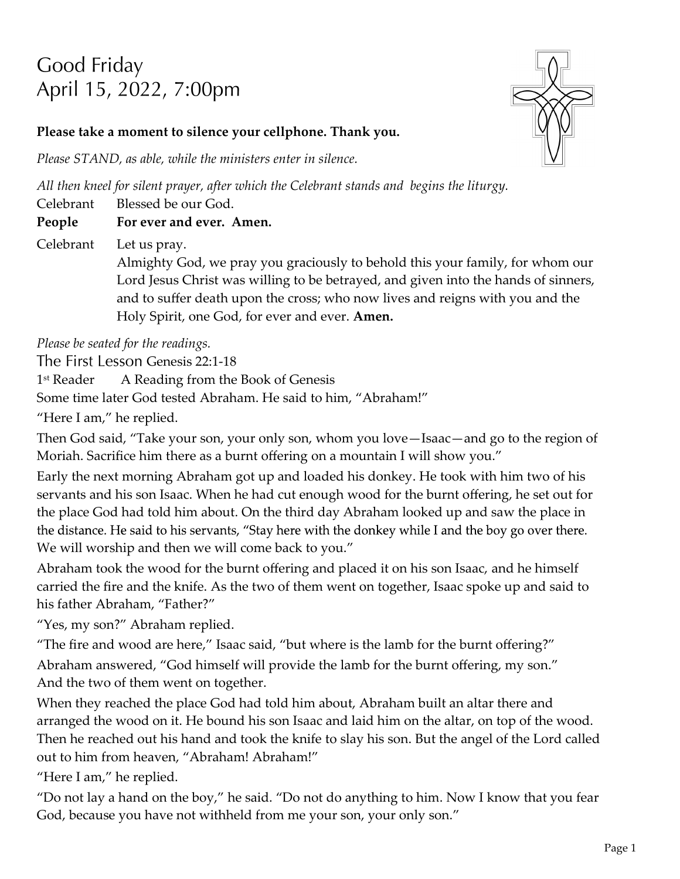# Good Friday
# April 15, 2022, 7:00pm

**Please take a moment to silence your cellphone. Thank you.**

*Please STAND, as able, while the ministers enter in silence.*

*All then kneel for silent prayer, after which the Celebrant stands and begins the liturgy.*

Celebrant Blessed be our God.

**People For ever and ever. Amen.**

Celebrant Let us pray.
Almighty God, we pray you graciously to behold this your family, for whom our Lord Jesus Christ was willing to be betrayed, and given into the hands of sinners, and to suffer death upon the cross; who now lives and reigns with you and the Holy Spirit, one God, for ever and ever. **Amen.**

*Please be seated for the readings.*

## The First Lesson Genesis 22:1-18

1st Reader A Reading from the Book of Genesis

Some time later God tested Abraham. He said to him, "Abraham!"

"Here I am," he replied.

Then God said, "Take your son, your only son, whom you love—Isaac—and go to the region of Moriah. Sacrifice him there as a burnt offering on a mountain I will show you."

Early the next morning Abraham got up and loaded his donkey. He took with him two of his servants and his son Isaac. When he had cut enough wood for the burnt offering, he set out for the place God had told him about. On the third day Abraham looked up and saw the place in the distance. He said to his servants, "Stay here with the donkey while I and the boy go over there. We will worship and then we will come back to you."

Abraham took the wood for the burnt offering and placed it on his son Isaac, and he himself carried the fire and the knife. As the two of them went on together, Isaac spoke up and said to his father Abraham, "Father?"

"Yes, my son?" Abraham replied.

"The fire and wood are here," Isaac said, "but where is the lamb for the burnt offering?"

Abraham answered, "God himself will provide the lamb for the burnt offering, my son." And the two of them went on together.

When they reached the place God had told him about, Abraham built an altar there and arranged the wood on it. He bound his son Isaac and laid him on the altar, on top of the wood. Then he reached out his hand and took the knife to slay his son. But the angel of the Lord called out to him from heaven, "Abraham! Abraham!"

"Here I am," he replied.

"Do not lay a hand on the boy," he said. "Do not do anything to him. Now I know that you fear God, because you have not withheld from me your son, your only son."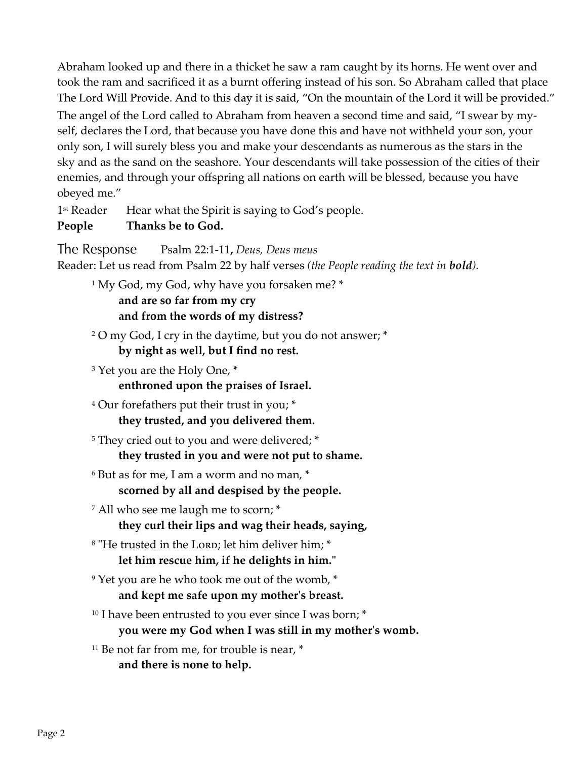Abraham looked up and there in a thicket he saw a ram caught by its horns. He went over and took the ram and sacrificed it as a burnt offering instead of his son. So Abraham called that place The Lord Will Provide. And to this day it is said, "On the mountain of the Lord it will be provided." The angel of the Lord called to Abraham from heaven a second time and said, "I swear by myself, declares the Lord, that because you have done this and have not withheld your son, your only son, I will surely bless you and make your descendants as numerous as the stars in the sky and as the sand on the seashore. Your descendants will take possession of the cities of their enemies, and through your offspring all nations on earth will be blessed, because you have obeyed me."

1st Reader Hear what the Spirit is saying to God's people.

**People Thanks be to God.**

## The Response Psalm 22:1-11, *Deus, Deus meus*

Reader: Let us read from Psalm 22 by half verses *(the People reading the text in **bold**).*

1 My God, my God, why have you forsaken me? *
**and are so far from my cry**
**and from the words of my distress?**

2 O my God, I cry in the daytime, but you do not answer; *
**by night as well, but I find no rest.**

3 Yet you are the Holy One, *
**enthroned upon the praises of Israel.**

4 Our forefathers put their trust in you; *
**they trusted, and you delivered them.**

5 They cried out to you and were delivered; *
**they trusted in you and were not put to shame.**

6 But as for me, I am a worm and no man, *
**scorned by all and despised by the people.**

7 All who see me laugh me to scorn; *
**they curl their lips and wag their heads, saying,**

8 "He trusted in the LORD; let him deliver him; *
**let him rescue him, if he delights in him."**

9 Yet you are he who took me out of the womb, *
**and kept me safe upon my mother's breast.**

10 I have been entrusted to you ever since I was born; *
**you were my God when I was still in my mother's womb.**

11 Be not far from me, for trouble is near, *
**and there is none to help.**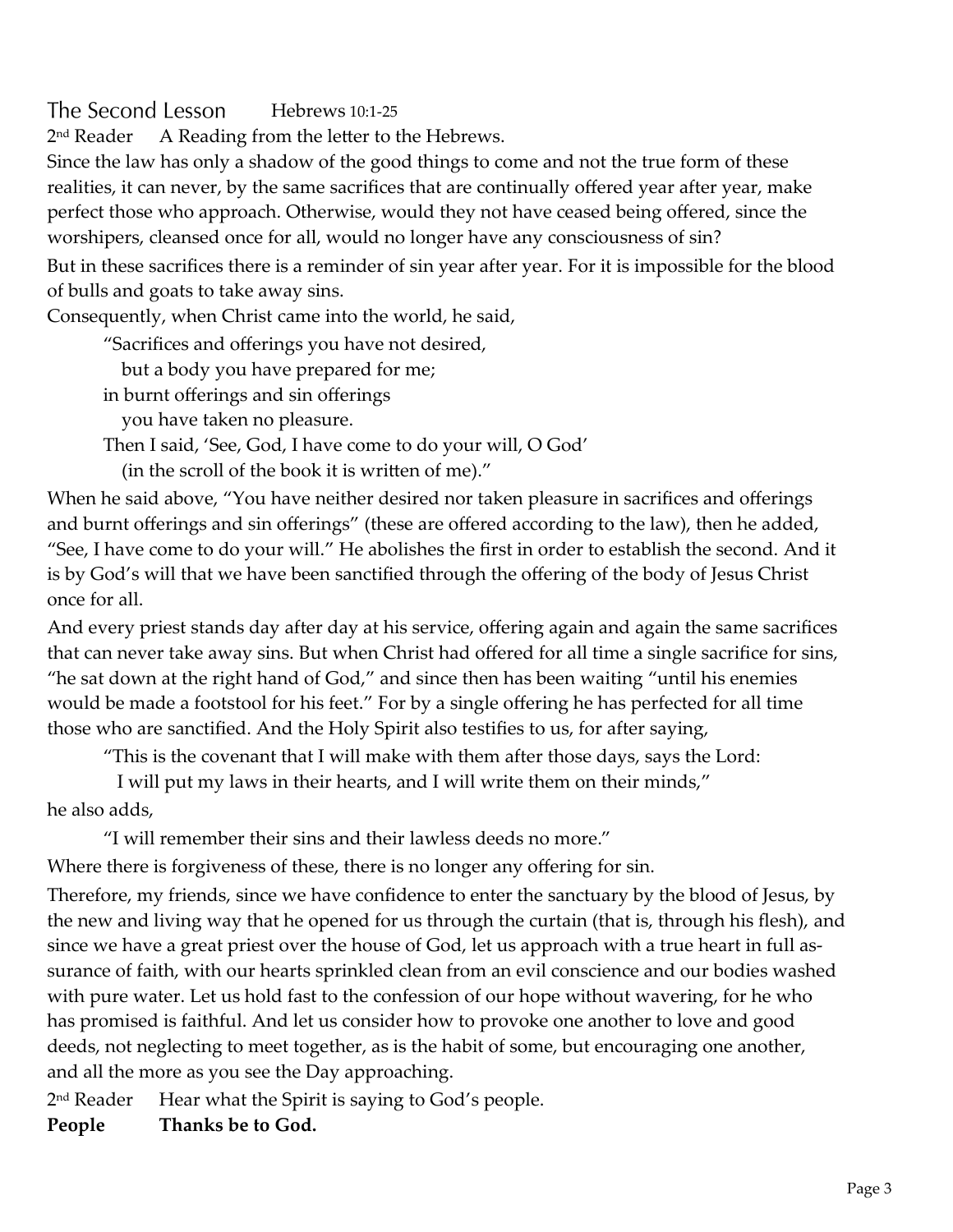## The Second Lesson Hebrews 10:1-25

2nd Reader A Reading from the letter to the Hebrews.

Since the law has only a shadow of the good things to come and not the true form of these realities, it can never, by the same sacrifices that are continually offered year after year, make perfect those who approach. Otherwise, would they not have ceased being offered, since the worshipers, cleansed once for all, would no longer have any consciousness of sin?

But in these sacrifices there is a reminder of sin year after year. For it is impossible for the blood of bulls and goats to take away sins.

Consequently, when Christ came into the world, he said,

> "Sacrifices and offerings you have not desired,
> but a body you have prepared for me;
> in burnt offerings and sin offerings
> you have taken no pleasure.
> Then I said, 'See, God, I have come to do your will, O God'
> (in the scroll of the book it is written of me)."

When he said above, "You have neither desired nor taken pleasure in sacrifices and offerings and burnt offerings and sin offerings" (these are offered according to the law), then he added, "See, I have come to do your will." He abolishes the first in order to establish the second. And it is by God's will that we have been sanctified through the offering of the body of Jesus Christ once for all.

And every priest stands day after day at his service, offering again and again the same sacrifices that can never take away sins. But when Christ had offered for all time a single sacrifice for sins, "he sat down at the right hand of God," and since then has been waiting "until his enemies would be made a footstool for his feet." For by a single offering he has perfected for all time those who are sanctified. And the Holy Spirit also testifies to us, for after saying,

> "This is the covenant that I will make with them after those days, says the Lord:
> I will put my laws in their hearts, and I will write them on their minds,"

he also adds,

> "I will remember their sins and their lawless deeds no more."

Where there is forgiveness of these, there is no longer any offering for sin.

Therefore, my friends, since we have confidence to enter the sanctuary by the blood of Jesus, by the new and living way that he opened for us through the curtain (that is, through his flesh), and since we have a great priest over the house of God, let us approach with a true heart in full assurance of faith, with our hearts sprinkled clean from an evil conscience and our bodies washed with pure water. Let us hold fast to the confession of our hope without wavering, for he who has promised is faithful. And let us consider how to provoke one another to love and good deeds, not neglecting to meet together, as is the habit of some, but encouraging one another, and all the more as you see the Day approaching.

2nd Reader Hear what the Spirit is saying to God's people.

**People Thanks be to God.**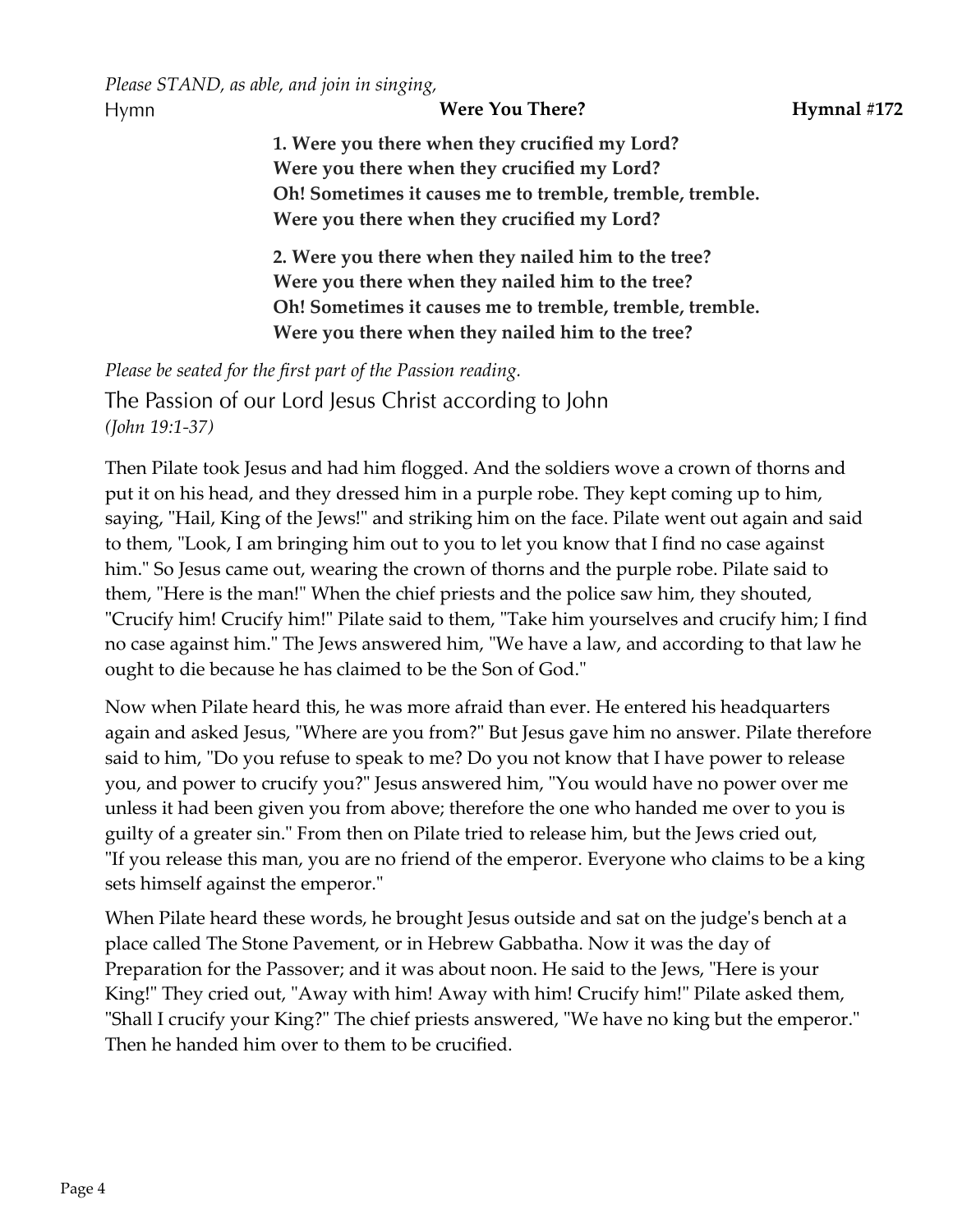*Please STAND, as able, and join in singing,*

Hymn **Were You There?** **Hymnal #172**

**1. Were you there when they crucified my Lord?**
**Were you there when they crucified my Lord?**
**Oh! Sometimes it causes me to tremble, tremble, tremble.**
**Were you there when they crucified my Lord?**

**2. Were you there when they nailed him to the tree?**
**Were you there when they nailed him to the tree?**
**Oh! Sometimes it causes me to tremble, tremble, tremble.**
**Were you there when they nailed him to the tree?**

*Please be seated for the first part of the Passion reading.*

## The Passion of our Lord Jesus Christ according to John

*(John 19:1-37)*

Then Pilate took Jesus and had him flogged. And the soldiers wove a crown of thorns and put it on his head, and they dressed him in a purple robe. They kept coming up to him, saying, "Hail, King of the Jews!" and striking him on the face. Pilate went out again and said to them, "Look, I am bringing him out to you to let you know that I find no case against him." So Jesus came out, wearing the crown of thorns and the purple robe. Pilate said to them, "Here is the man!" When the chief priests and the police saw him, they shouted, "Crucify him! Crucify him!" Pilate said to them, "Take him yourselves and crucify him; I find no case against him." The Jews answered him, "We have a law, and according to that law he ought to die because he has claimed to be the Son of God."

Now when Pilate heard this, he was more afraid than ever. He entered his headquarters again and asked Jesus, "Where are you from?" But Jesus gave him no answer. Pilate therefore said to him, "Do you refuse to speak to me? Do you not know that I have power to release you, and power to crucify you?" Jesus answered him, "You would have no power over me unless it had been given you from above; therefore the one who handed me over to you is guilty of a greater sin." From then on Pilate tried to release him, but the Jews cried out, "If you release this man, you are no friend of the emperor. Everyone who claims to be a king sets himself against the emperor."

When Pilate heard these words, he brought Jesus outside and sat on the judge's bench at a place called The Stone Pavement, or in Hebrew Gabbatha. Now it was the day of Preparation for the Passover; and it was about noon. He said to the Jews, "Here is your King!" They cried out, "Away with him! Away with him! Crucify him!" Pilate asked them, "Shall I crucify your King?" The chief priests answered, "We have no king but the emperor." Then he handed him over to them to be crucified.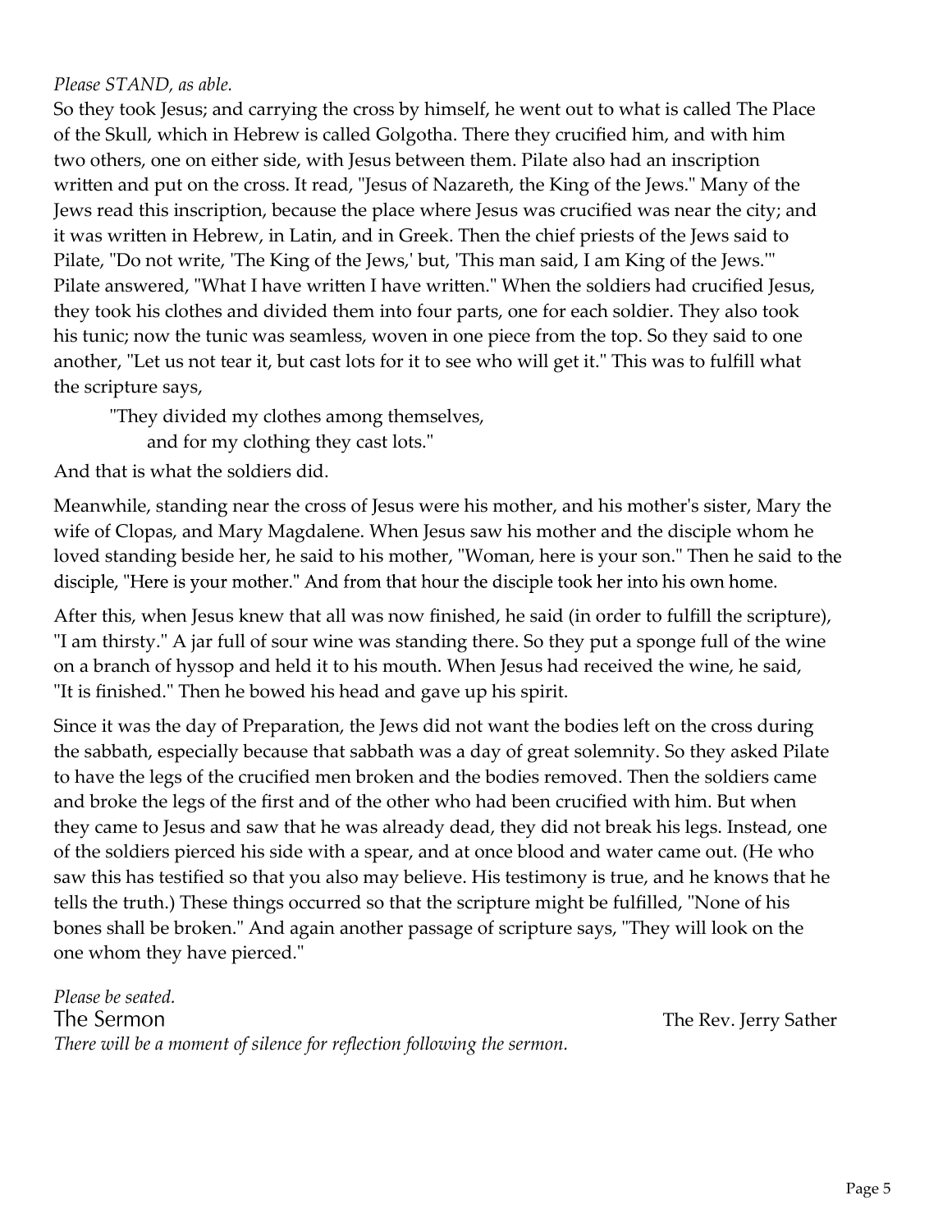*Please STAND, as able.*

So they took Jesus; and carrying the cross by himself, he went out to what is called The Place of the Skull, which in Hebrew is called Golgotha. There they crucified him, and with him two others, one on either side, with Jesus between them. Pilate also had an inscription written and put on the cross. It read, "Jesus of Nazareth, the King of the Jews." Many of the Jews read this inscription, because the place where Jesus was crucified was near the city; and it was written in Hebrew, in Latin, and in Greek. Then the chief priests of the Jews said to Pilate, "Do not write, 'The King of the Jews,' but, 'This man said, I am King of the Jews.'" Pilate answered, "What I have written I have written." When the soldiers had crucified Jesus, they took his clothes and divided them into four parts, one for each soldier. They also took his tunic; now the tunic was seamless, woven in one piece from the top. So they said to one another, "Let us not tear it, but cast lots for it to see who will get it." This was to fulfill what the scripture says,

> "They divided my clothes among themselves,
> and for my clothing they cast lots."

And that is what the soldiers did.

Meanwhile, standing near the cross of Jesus were his mother, and his mother's sister, Mary the wife of Clopas, and Mary Magdalene. When Jesus saw his mother and the disciple whom he loved standing beside her, he said to his mother, "Woman, here is your son." Then he said to the disciple, "Here is your mother." And from that hour the disciple took her into his own home.

After this, when Jesus knew that all was now finished, he said (in order to fulfill the scripture), "I am thirsty." A jar full of sour wine was standing there. So they put a sponge full of the wine on a branch of hyssop and held it to his mouth. When Jesus had received the wine, he said, "It is finished." Then he bowed his head and gave up his spirit.

Since it was the day of Preparation, the Jews did not want the bodies left on the cross during the sabbath, especially because that sabbath was a day of great solemnity. So they asked Pilate to have the legs of the crucified men broken and the bodies removed. Then the soldiers came and broke the legs of the first and of the other who had been crucified with him. But when they came to Jesus and saw that he was already dead, they did not break his legs. Instead, one of the soldiers pierced his side with a spear, and at once blood and water came out. (He who saw this has testified so that you also may believe. His testimony is true, and he knows that he tells the truth.) These things occurred so that the scripture might be fulfilled, "None of his bones shall be broken." And again another passage of scripture says, "They will look on the one whom they have pierced."

*Please be seated.*

## The Sermon — The Rev. Jerry Sather

*There will be a moment of silence for reflection following the sermon.*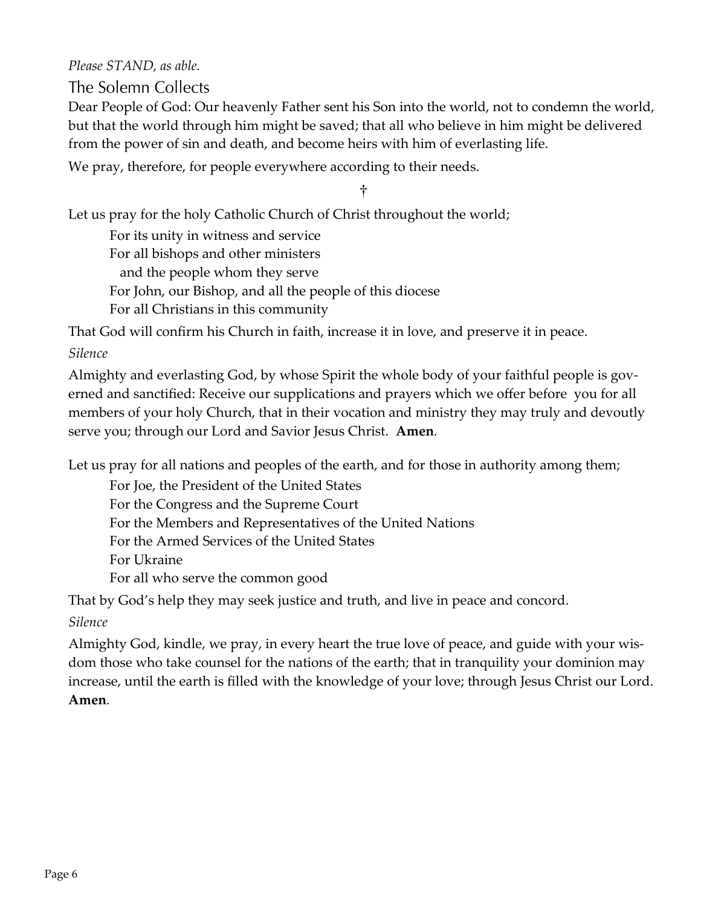*Please STAND, as able.*

## The Solemn Collects

Dear People of God: Our heavenly Father sent his Son into the world, not to condemn the world, but that the world through him might be saved; that all who believe in him might be delivered from the power of sin and death, and become heirs with him of everlasting life.

We pray, therefore, for people everywhere according to their needs.

†

Let us pray for the holy Catholic Church of Christ throughout the world;

For its unity in witness and service  
For all bishops and other ministers  
  and the people whom they serve  
For John, our Bishop, and all the people of this diocese  
For all Christians in this community

That God will confirm his Church in faith, increase it in love, and preserve it in peace.

*Silence*

Almighty and everlasting God, by whose Spirit the whole body of your faithful people is governed and sanctified: Receive our supplications and prayers which we offer before you for all members of your holy Church, that in their vocation and ministry they may truly and devoutly serve you; through our Lord and Savior Jesus Christ. **Amen**.

Let us pray for all nations and peoples of the earth, and for those in authority among them;

For Joe, the President of the United States  
For the Congress and the Supreme Court  
For the Members and Representatives of the United Nations  
For the Armed Services of the United States  
For Ukraine  
For all who serve the common good

That by God's help they may seek justice and truth, and live in peace and concord.

*Silence*

Almighty God, kindle, we pray, in every heart the true love of peace, and guide with your wisdom those who take counsel for the nations of the earth; that in tranquility your dominion may increase, until the earth is filled with the knowledge of your love; through Jesus Christ our Lord. **Amen**.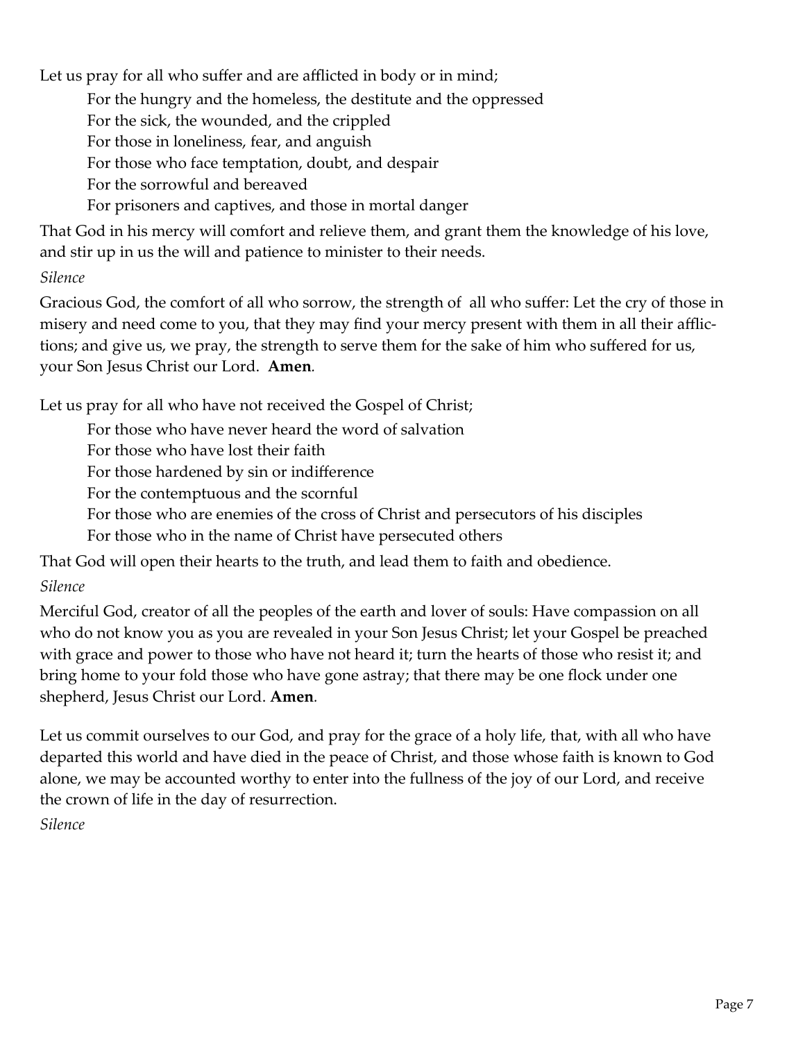Let us pray for all who suffer and are afflicted in body or in mind;

For the hungry and the homeless, the destitute and the oppressed  
For the sick, the wounded, and the crippled  
For those in loneliness, fear, and anguish  
For those who face temptation, doubt, and despair  
For the sorrowful and bereaved  
For prisoners and captives, and those in mortal danger

That God in his mercy will comfort and relieve them, and grant them the knowledge of his love, and stir up in us the will and patience to minister to their needs.

*Silence*

Gracious God, the comfort of all who sorrow, the strength of all who suffer: Let the cry of those in misery and need come to you, that they may find your mercy present with them in all their afflictions; and give us, we pray, the strength to serve them for the sake of him who suffered for us, your Son Jesus Christ our Lord. **Amen**.

Let us pray for all who have not received the Gospel of Christ;

For those who have never heard the word of salvation  
For those who have lost their faith  
For those hardened by sin or indifference  
For the contemptuous and the scornful  
For those who are enemies of the cross of Christ and persecutors of his disciples  
For those who in the name of Christ have persecuted others

That God will open their hearts to the truth, and lead them to faith and obedience.

*Silence*

Merciful God, creator of all the peoples of the earth and lover of souls: Have compassion on all who do not know you as you are revealed in your Son Jesus Christ; let your Gospel be preached with grace and power to those who have not heard it; turn the hearts of those who resist it; and bring home to your fold those who have gone astray; that there may be one flock under one shepherd, Jesus Christ our Lord. **Amen**.

Let us commit ourselves to our God, and pray for the grace of a holy life, that, with all who have departed this world and have died in the peace of Christ, and those whose faith is known to God alone, we may be accounted worthy to enter into the fullness of the joy of our Lord, and receive the crown of life in the day of resurrection.

*Silence*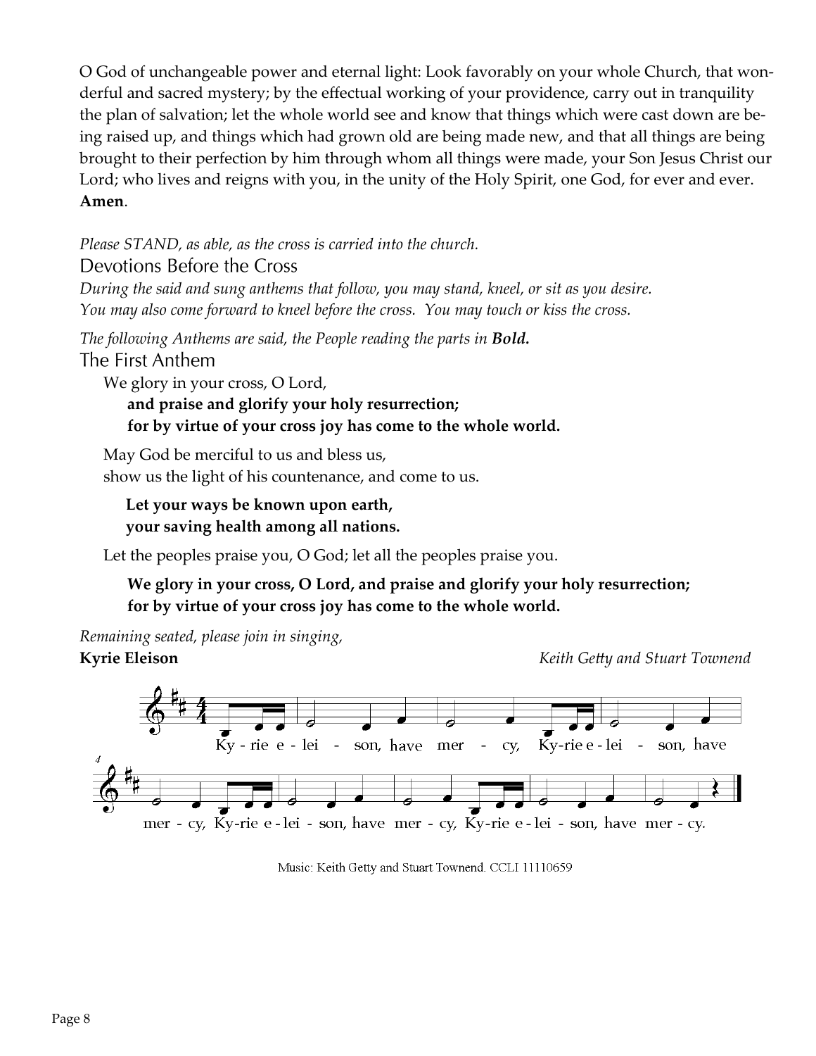O God of unchangeable power and eternal light: Look favorably on your whole Church, that wonderful and sacred mystery; by the effectual working of your providence, carry out in tranquility the plan of salvation; let the whole world see and know that things which were cast down are being raised up, and things which had grown old are being made new, and that all things are being brought to their perfection by him through whom all things were made, your Son Jesus Christ our Lord; who lives and reigns with you, in the unity of the Holy Spirit, one God, for ever and ever. **Amen**.

*Please STAND, as able, as the cross is carried into the church.*

## Devotions Before the Cross

*During the said and sung anthems that follow, you may stand, kneel, or sit as you desire. You may also come forward to kneel before the cross. You may touch or kiss the cross.*

*The following Anthems are said, the People reading the parts in **Bold.***

## The First Anthem

We glory in your cross, O Lord,
**and praise and glorify your holy resurrection;**
**for by virtue of your cross joy has come to the whole world.**

May God be merciful to us and bless us,
show us the light of his countenance, and come to us.

**Let your ways be known upon earth,**
**your saving health among all nations.**

Let the peoples praise you, O God; let all the peoples praise you.

**We glory in your cross, O Lord, and praise and glorify your holy resurrection;**
**for by virtue of your cross joy has come to the whole world.**

*Remaining seated, please join in singing,*

**Kyrie Eleison** *Keith Getty and Stuart Townend*

Ky-rie e-lei-son, have mer-cy, Ky-rie e-lei-son, have mer-cy, Ky-rie e-lei-son, have mer-cy, Ky-rie e-lei-son, have mer-cy.

Music: Keith Getty and Stuart Townend. CCLI 11110659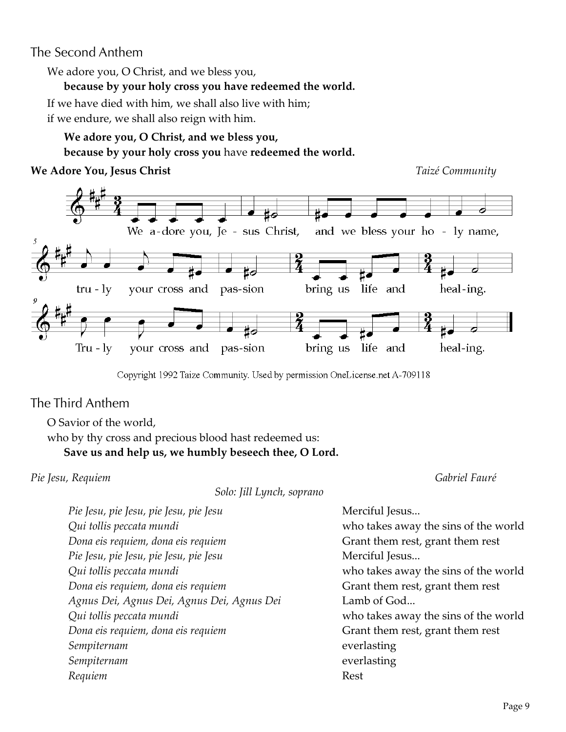## The Second Anthem

We adore you, O Christ, and we bless you,

**because by your holy cross you have redeemed the world.**

If we have died with him, we shall also live with him;
if we endure, we shall also reign with him.

**We adore you, O Christ, and we bless you,**
**because by your holy cross you** have **redeemed the world.**

**We Adore You, Jesus Christ** *Taizé Community*

We a-dore you, Je - sus Christ, and we bless your ho - ly name,
tru - ly your cross and pas-sion bring us life and heal-ing.
Tru - ly your cross and pas-sion bring us life and heal-ing.

Copyright 1992 Taize Community. Used by permission OneLicense.net A-709118

## The Third Anthem

O Savior of the world,
who by thy cross and precious blood hast redeemed us:

**Save us and help us, we humbly beseech thee, O Lord.**

*Pie Jesu, Requiem* *Gabriel Fauré*

*Solo: Jill Lynch, soprano*

| | |
|---|---|
| *Pie Jesu, pie Jesu, pie Jesu, pie Jesu* | Merciful Jesus... |
| *Qui tollis peccata mundi* | who takes away the sins of the world |
| *Dona eis requiem, dona eis requiem* | Grant them rest, grant them rest |
| *Pie Jesu, pie Jesu, pie Jesu, pie Jesu* | Merciful Jesus... |
| *Qui tollis peccata mundi* | who takes away the sins of the world |
| *Dona eis requiem, dona eis requiem* | Grant them rest, grant them rest |
| *Agnus Dei, Agnus Dei, Agnus Dei, Agnus Dei* | Lamb of God... |
| *Qui tollis peccata mundi* | who takes away the sins of the world |
| *Dona eis requiem, dona eis requiem* | Grant them rest, grant them rest |
| *Sempiternam* | everlasting |
| *Sempiternam* | everlasting |
| *Requiem* | Rest |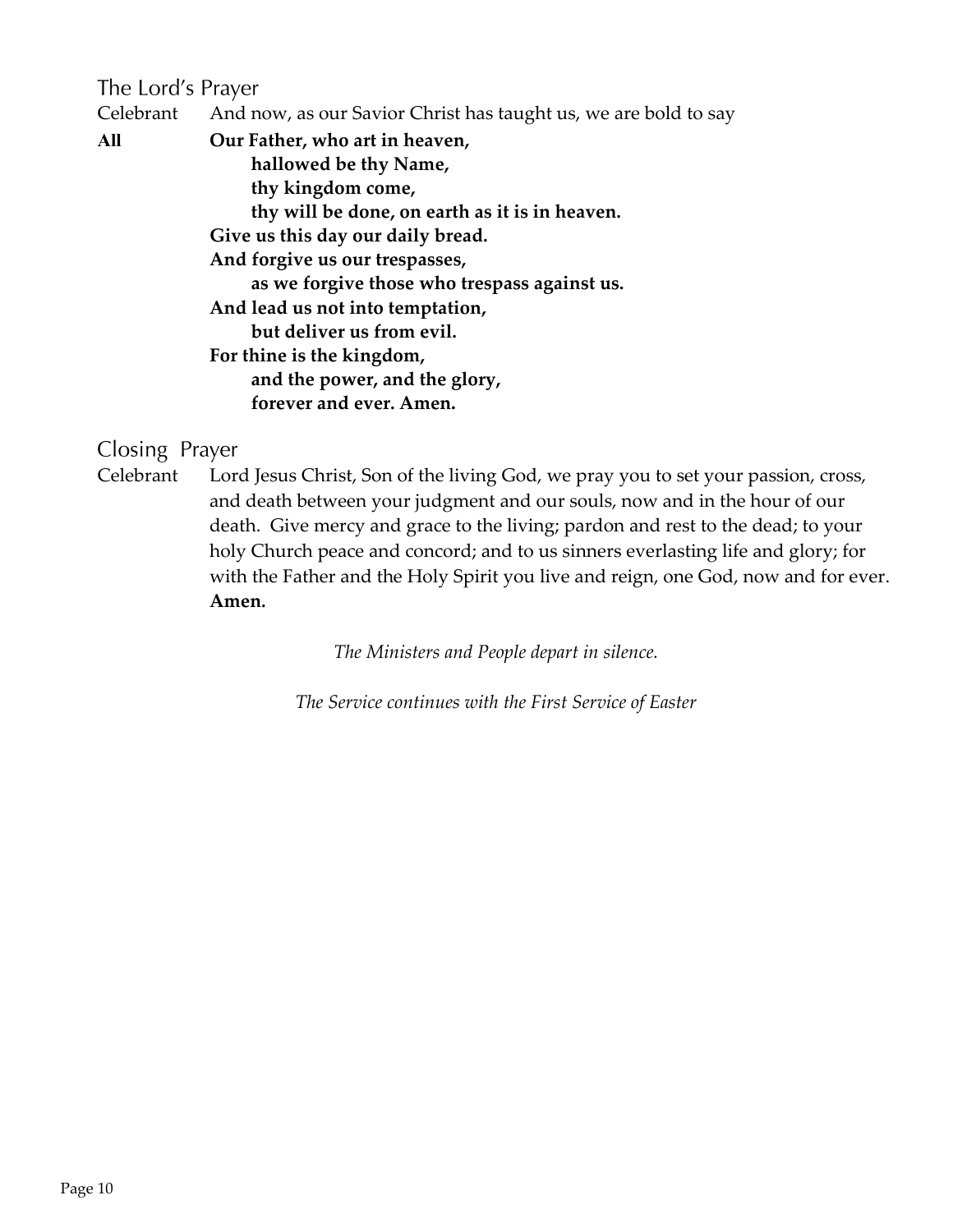## The Lord's Prayer

Celebrant And now, as our Savior Christ has taught us, we are bold to say

**All** **Our Father, who art in heaven,**
**hallowed be thy Name,**
**thy kingdom come,**
**thy will be done, on earth as it is in heaven.**
**Give us this day our daily bread.**
**And forgive us our trespasses,**
**as we forgive those who trespass against us.**
**And lead us not into temptation,**
**but deliver us from evil.**
**For thine is the kingdom,**
**and the power, and the glory,**
**forever and ever. Amen.**

## Closing Prayer

Celebrant Lord Jesus Christ, Son of the living God, we pray you to set your passion, cross, and death between your judgment and our souls, now and in the hour of our death. Give mercy and grace to the living; pardon and rest to the dead; to your holy Church peace and concord; and to us sinners everlasting life and glory; for with the Father and the Holy Spirit you live and reign, one God, now and for ever. **Amen.**

*The Ministers and People depart in silence.*

*The Service continues with the First Service of Easter*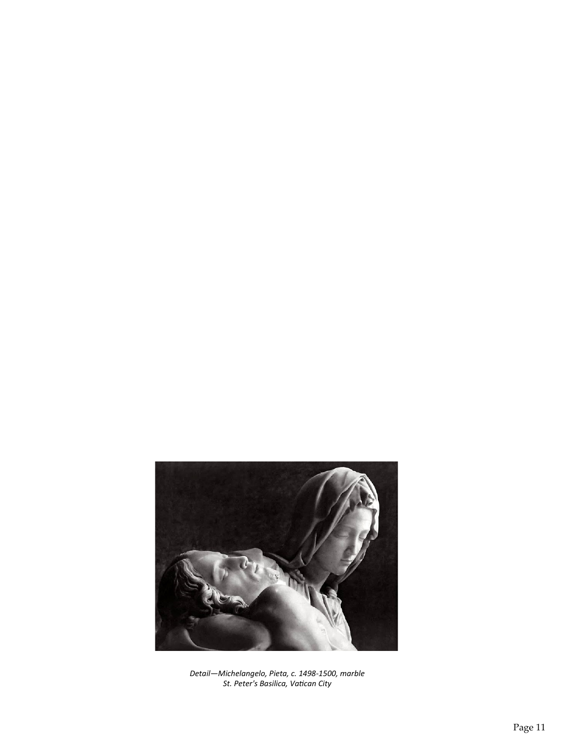*Detail—Michelangelo, Pieta, c. 1498-1500, marble*
*St. Peter's Basilica, Vatican City*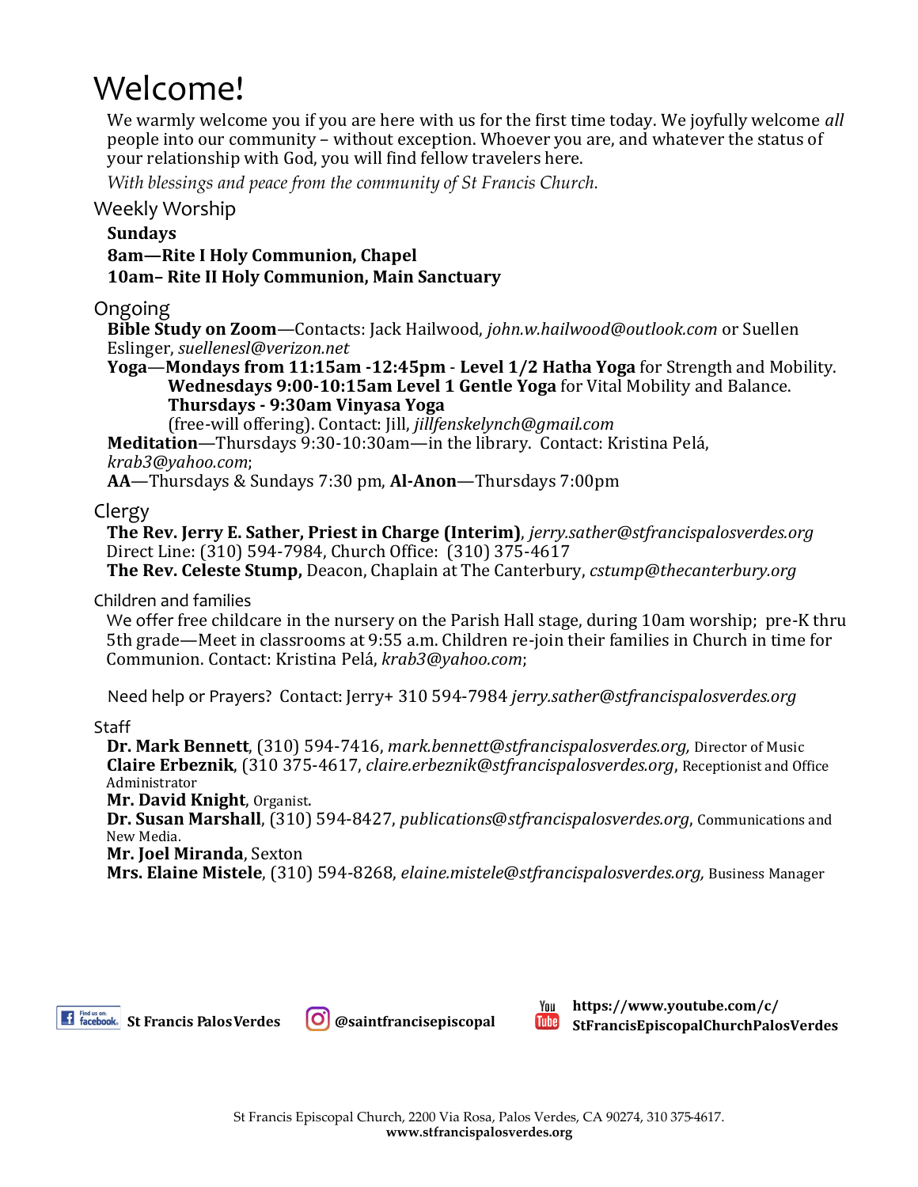# Welcome!

We warmly welcome you if you are here with us for the first time today. We joyfully welcome *all* people into our community – without exception. Whoever you are, and whatever the status of your relationship with God, you will find fellow travelers here.

*With blessings and peace from the community of St Francis Church.*

## Weekly Worship

**Sundays**

**8am—Rite I Holy Communion, Chapel**

**10am– Rite II Holy Communion, Main Sanctuary**

## Ongoing

**Bible Study on Zoom**—Contacts: Jack Hailwood, *john.w.hailwood@outlook.com* or Suellen Eslinger, *suellenesl@verizon.net*

**Yoga**—**Mondays from 11:15am -12:45pm** - **Level 1/2 Hatha Yoga** for Strength and Mobility.
**Wednesdays 9:00-10:15am Level 1 Gentle Yoga** for Vital Mobility and Balance.
**Thursdays - 9:30am Vinyasa Yoga**
(free-will offering). Contact: Jill, *jillfenskelynch@gmail.com*

**Meditation**—Thursdays 9:30-10:30am—in the library. Contact: Kristina Pelá, *krab3@yahoo.com*;

**AA**—Thursdays & Sundays 7:30 pm, **Al-Anon**—Thursdays 7:00pm

## Clergy

**The Rev. Jerry E. Sather, Priest in Charge (Interim)**, *jerry.sather@stfrancispalosverdes.org*
Direct Line: (310) 594-7984, Church Office: (310) 375-4617

**The Rev. Celeste Stump,** Deacon, Chaplain at The Canterbury, *cstump@thecanterbury.org*

## Children and families

We offer free childcare in the nursery on the Parish Hall stage, during 10am worship; pre-K thru 5th grade—Meet in classrooms at 9:55 a.m. Children re-join their families in Church in time for Communion. Contact: Kristina Pelá, *krab3@yahoo.com*;

Need help or Prayers? Contact: Jerry+ 310 594-7984 *jerry.sather@stfrancispalosverdes.org*

## Staff

**Dr. Mark Bennett**, (310) 594-7416, *mark.bennett@stfrancispalosverdes.org,* Director of Music

**Claire Erbeznik**, (310 375-4617, *claire.erbeznik@stfrancispalosverdes.org*, Receptionist and Office Administrator

**Mr. David Knight**, Organist.

**Dr. Susan Marshall**, (310) 594-8427, *publications@stfrancispalosverdes.org*, Communications and New Media.

**Mr. Joel Miranda**, Sexton

**Mrs. Elaine Mistele**, (310) 594-8268, *elaine.mistele@stfrancispalosverdes.org,* Business Manager

**St Francis PalosVerdes** **@saintfrancisepiscopal** **https://www.youtube.com/c/StFrancisEpiscopalChurchPalosVerdes**

St Francis Episcopal Church, 2200 Via Rosa, Palos Verdes, CA 90274, 310 375-4617.
**www.stfrancispalosverdes.org**